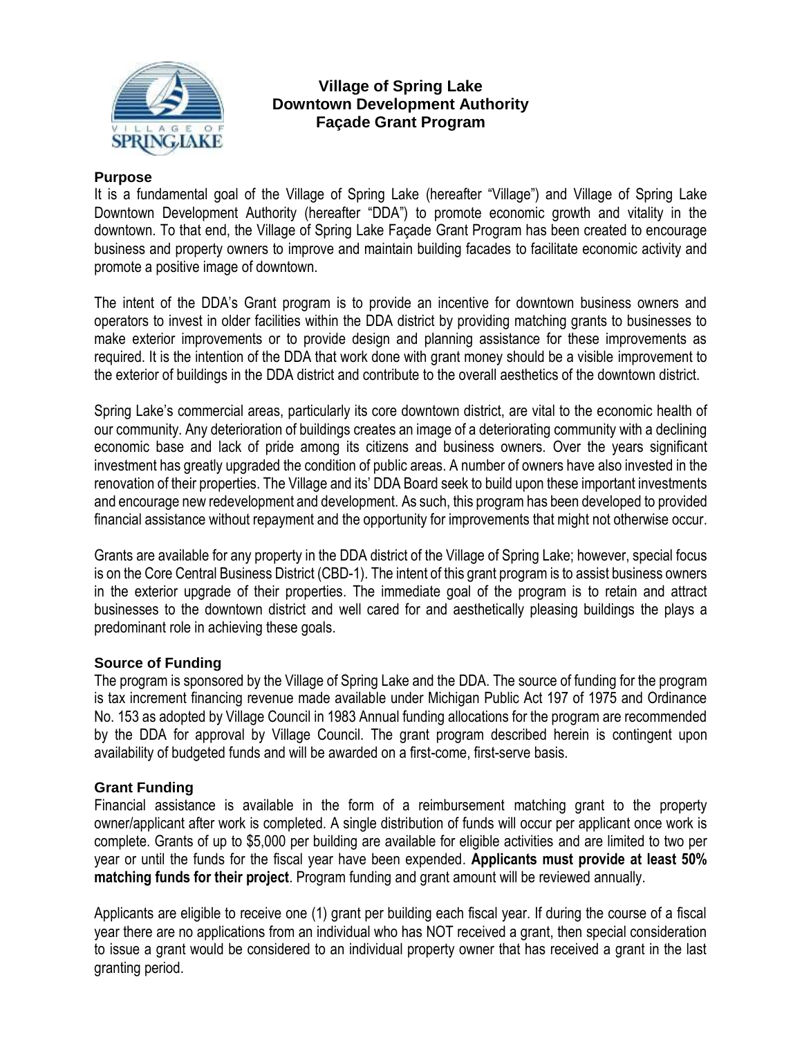# Village of Spring Lake
# Downtown Development Authority
# Façade Grant Program

## Purpose

It is a fundamental goal of the Village of Spring Lake (hereafter "Village") and Village of Spring Lake Downtown Development Authority (hereafter "DDA") to promote economic growth and vitality in the downtown. To that end, the Village of Spring Lake Façade Grant Program has been created to encourage business and property owners to improve and maintain building facades to facilitate economic activity and promote a positive image of downtown.

The intent of the DDA's Grant program is to provide an incentive for downtown business owners and operators to invest in older facilities within the DDA district by providing matching grants to businesses to make exterior improvements or to provide design and planning assistance for these improvements as required. It is the intention of the DDA that work done with grant money should be a visible improvement to the exterior of buildings in the DDA district and contribute to the overall aesthetics of the downtown district.

Spring Lake's commercial areas, particularly its core downtown district, are vital to the economic health of our community. Any deterioration of buildings creates an image of a deteriorating community with a declining economic base and lack of pride among its citizens and business owners. Over the years significant investment has greatly upgraded the condition of public areas. A number of owners have also invested in the renovation of their properties. The Village and its' DDA Board seek to build upon these important investments and encourage new redevelopment and development. As such, this program has been developed to provided financial assistance without repayment and the opportunity for improvements that might not otherwise occur.

Grants are available for any property in the DDA district of the Village of Spring Lake; however, special focus is on the Core Central Business District (CBD-1). The intent of this grant program is to assist business owners in the exterior upgrade of their properties. The immediate goal of the program is to retain and attract businesses to the downtown district and well cared for and aesthetically pleasing buildings the plays a predominant role in achieving these goals.

## Source of Funding

The program is sponsored by the Village of Spring Lake and the DDA. The source of funding for the program is tax increment financing revenue made available under Michigan Public Act 197 of 1975 and Ordinance No. 153 as adopted by Village Council in 1983 Annual funding allocations for the program are recommended by the DDA for approval by Village Council. The grant program described herein is contingent upon availability of budgeted funds and will be awarded on a first-come, first-serve basis.

## Grant Funding

Financial assistance is available in the form of a reimbursement matching grant to the property owner/applicant after work is completed. A single distribution of funds will occur per applicant once work is complete. Grants of up to $5,000 per building are available for eligible activities and are limited to two per year or until the funds for the fiscal year have been expended. **Applicants must provide at least 50% matching funds for their project**. Program funding and grant amount will be reviewed annually.

Applicants are eligible to receive one (1) grant per building each fiscal year. If during the course of a fiscal year there are no applications from an individual who has NOT received a grant, then special consideration to issue a grant would be considered to an individual property owner that has received a grant in the last granting period.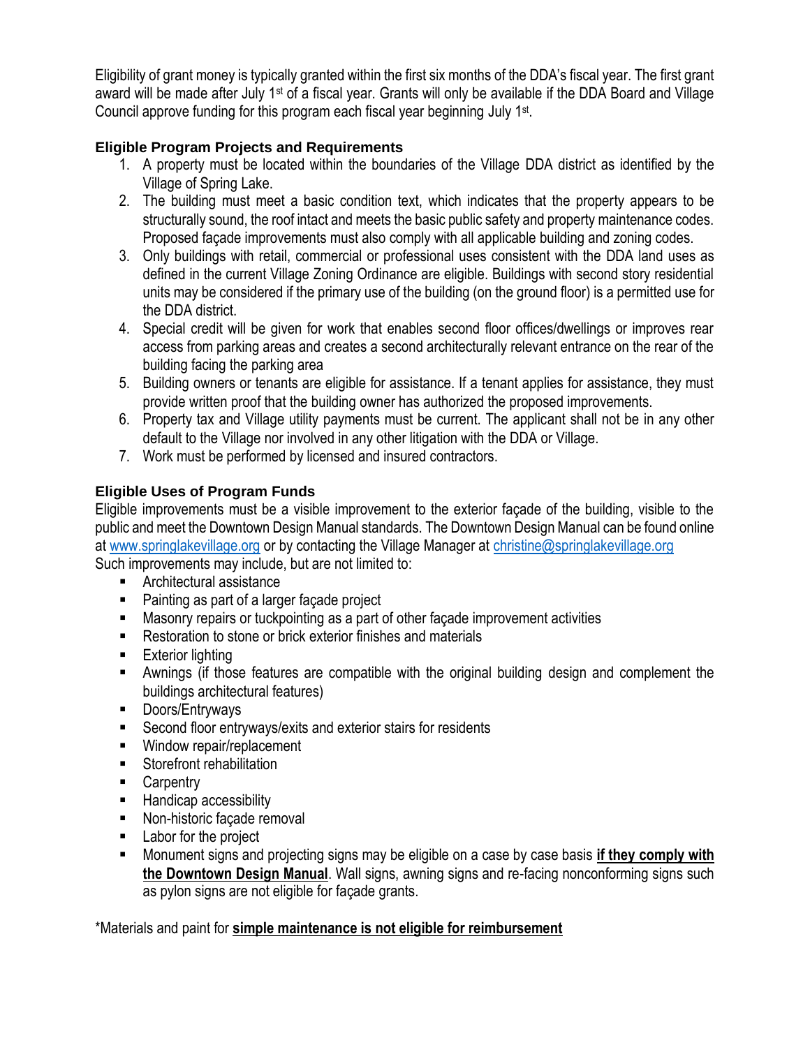Eligibility of grant money is typically granted within the first six months of the DDA's fiscal year. The first grant award will be made after July 1st of a fiscal year. Grants will only be available if the DDA Board and Village Council approve funding for this program each fiscal year beginning July 1st.

### Eligible Program Projects and Requirements

1. A property must be located within the boundaries of the Village DDA district as identified by the Village of Spring Lake.
2. The building must meet a basic condition text, which indicates that the property appears to be structurally sound, the roof intact and meets the basic public safety and property maintenance codes. Proposed façade improvements must also comply with all applicable building and zoning codes.
3. Only buildings with retail, commercial or professional uses consistent with the DDA land uses as defined in the current Village Zoning Ordinance are eligible. Buildings with second story residential units may be considered if the primary use of the building (on the ground floor) is a permitted use for the DDA district.
4. Special credit will be given for work that enables second floor offices/dwellings or improves rear access from parking areas and creates a second architecturally relevant entrance on the rear of the building facing the parking area
5. Building owners or tenants are eligible for assistance. If a tenant applies for assistance, they must provide written proof that the building owner has authorized the proposed improvements.
6. Property tax and Village utility payments must be current. The applicant shall not be in any other default to the Village nor involved in any other litigation with the DDA or Village.
7. Work must be performed by licensed and insured contractors.

### Eligible Uses of Program Funds

Eligible improvements must be a visible improvement to the exterior façade of the building, visible to the public and meet the Downtown Design Manual standards. The Downtown Design Manual can be found online at www.springlakevillage.org or by contacting the Village Manager at christine@springlakevillage.org
Such improvements may include, but are not limited to:

- Architectural assistance
- Painting as part of a larger façade project
- Masonry repairs or tuckpointing as a part of other façade improvement activities
- Restoration to stone or brick exterior finishes and materials
- Exterior lighting
- Awnings (if those features are compatible with the original building design and complement the buildings architectural features)
- Doors/Entryways
- Second floor entryways/exits and exterior stairs for residents
- Window repair/replacement
- Storefront rehabilitation
- Carpentry
- Handicap accessibility
- Non-historic façade removal
- Labor for the project
- Monument signs and projecting signs may be eligible on a case by case basis **if they comply with the Downtown Design Manual**. Wall signs, awning signs and re-facing nonconforming signs such as pylon signs are not eligible for façade grants.

*Materials and paint for **simple maintenance is not eligible for reimbursement**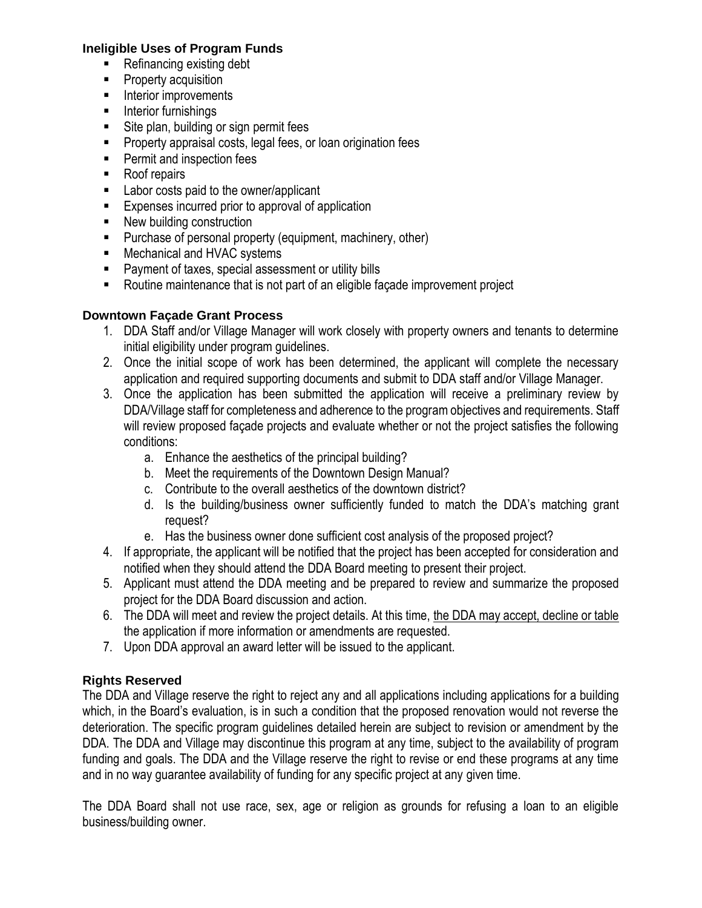### Ineligible Uses of Program Funds

- Refinancing existing debt
- Property acquisition
- Interior improvements
- Interior furnishings
- Site plan, building or sign permit fees
- Property appraisal costs, legal fees, or loan origination fees
- Permit and inspection fees
- Roof repairs
- Labor costs paid to the owner/applicant
- Expenses incurred prior to approval of application
- New building construction
- Purchase of personal property (equipment, machinery, other)
- Mechanical and HVAC systems
- Payment of taxes, special assessment or utility bills
- Routine maintenance that is not part of an eligible façade improvement project

### Downtown Façade Grant Process

1. DDA Staff and/or Village Manager will work closely with property owners and tenants to determine initial eligibility under program guidelines.
2. Once the initial scope of work has been determined, the applicant will complete the necessary application and required supporting documents and submit to DDA staff and/or Village Manager.
3. Once the application has been submitted the application will receive a preliminary review by DDA/Village staff for completeness and adherence to the program objectives and requirements. Staff will review proposed façade projects and evaluate whether or not the project satisfies the following conditions:
   a. Enhance the aesthetics of the principal building?
   b. Meet the requirements of the Downtown Design Manual?
   c. Contribute to the overall aesthetics of the downtown district?
   d. Is the building/business owner sufficiently funded to match the DDA's matching grant request?
   e. Has the business owner done sufficient cost analysis of the proposed project?
4. If appropriate, the applicant will be notified that the project has been accepted for consideration and notified when they should attend the DDA Board meeting to present their project.
5. Applicant must attend the DDA meeting and be prepared to review and summarize the proposed project for the DDA Board discussion and action.
6. The DDA will meet and review the project details. At this time, the DDA may accept, decline or table the application if more information or amendments are requested.
7. Upon DDA approval an award letter will be issued to the applicant.

### Rights Reserved

The DDA and Village reserve the right to reject any and all applications including applications for a building which, in the Board's evaluation, is in such a condition that the proposed renovation would not reverse the deterioration. The specific program guidelines detailed herein are subject to revision or amendment by the DDA. The DDA and Village may discontinue this program at any time, subject to the availability of program funding and goals. The DDA and the Village reserve the right to revise or end these programs at any time and in no way guarantee availability of funding for any specific project at any given time.

The DDA Board shall not use race, sex, age or religion as grounds for refusing a loan to an eligible business/building owner.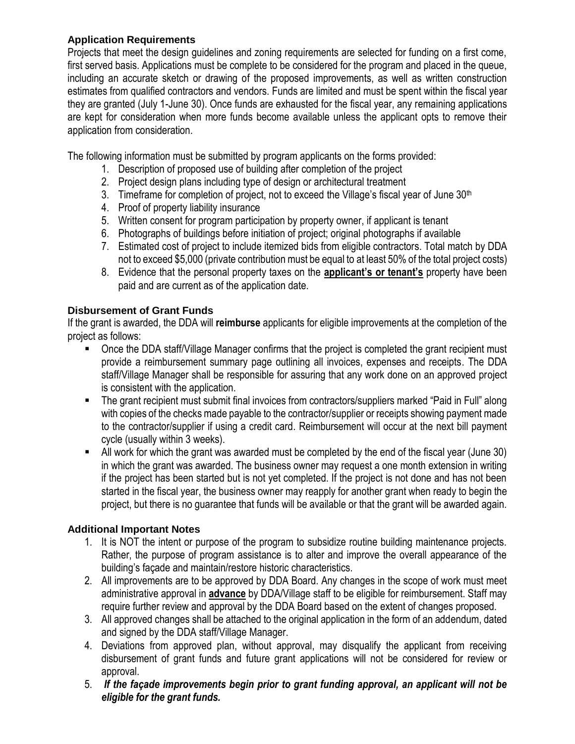### Application Requirements

Projects that meet the design guidelines and zoning requirements are selected for funding on a first come, first served basis. Applications must be complete to be considered for the program and placed in the queue, including an accurate sketch or drawing of the proposed improvements, as well as written construction estimates from qualified contractors and vendors. Funds are limited and must be spent within the fiscal year they are granted (July 1-June 30). Once funds are exhausted for the fiscal year, any remaining applications are kept for consideration when more funds become available unless the applicant opts to remove their application from consideration.

The following information must be submitted by program applicants on the forms provided:

1. Description of proposed use of building after completion of the project
2. Project design plans including type of design or architectural treatment
3. Timeframe for completion of project, not to exceed the Village's fiscal year of June 30th
4. Proof of property liability insurance
5. Written consent for program participation by property owner, if applicant is tenant
6. Photographs of buildings before initiation of project; original photographs if available
7. Estimated cost of project to include itemized bids from eligible contractors. Total match by DDA not to exceed $5,000 (private contribution must be equal to at least 50% of the total project costs)
8. Evidence that the personal property taxes on the **applicant's or tenant's** property have been paid and are current as of the application date.

### Disbursement of Grant Funds

If the grant is awarded, the DDA will **reimburse** applicants for eligible improvements at the completion of the project as follows:

- Once the DDA staff/Village Manager confirms that the project is completed the grant recipient must provide a reimbursement summary page outlining all invoices, expenses and receipts. The DDA staff/Village Manager shall be responsible for assuring that any work done on an approved project is consistent with the application.
- The grant recipient must submit final invoices from contractors/suppliers marked "Paid in Full" along with copies of the checks made payable to the contractor/supplier or receipts showing payment made to the contractor/supplier if using a credit card. Reimbursement will occur at the next bill payment cycle (usually within 3 weeks).
- All work for which the grant was awarded must be completed by the end of the fiscal year (June 30) in which the grant was awarded. The business owner may request a one month extension in writing if the project has been started but is not yet completed. If the project is not done and has not been started in the fiscal year, the business owner may reapply for another grant when ready to begin the project, but there is no guarantee that funds will be available or that the grant will be awarded again.

### Additional Important Notes

1. It is NOT the intent or purpose of the program to subsidize routine building maintenance projects. Rather, the purpose of program assistance is to alter and improve the overall appearance of the building's façade and maintain/restore historic characteristics.
2. All improvements are to be approved by DDA Board. Any changes in the scope of work must meet administrative approval in **advance** by DDA/Village staff to be eligible for reimbursement. Staff may require further review and approval by the DDA Board based on the extent of changes proposed.
3. All approved changes shall be attached to the original application in the form of an addendum, dated and signed by the DDA staff/Village Manager.
4. Deviations from approved plan, without approval, may disqualify the applicant from receiving disbursement of grant funds and future grant applications will not be considered for review or approval.
5. ***If the façade improvements begin prior to grant funding approval, an applicant will not be eligible for the grant funds.***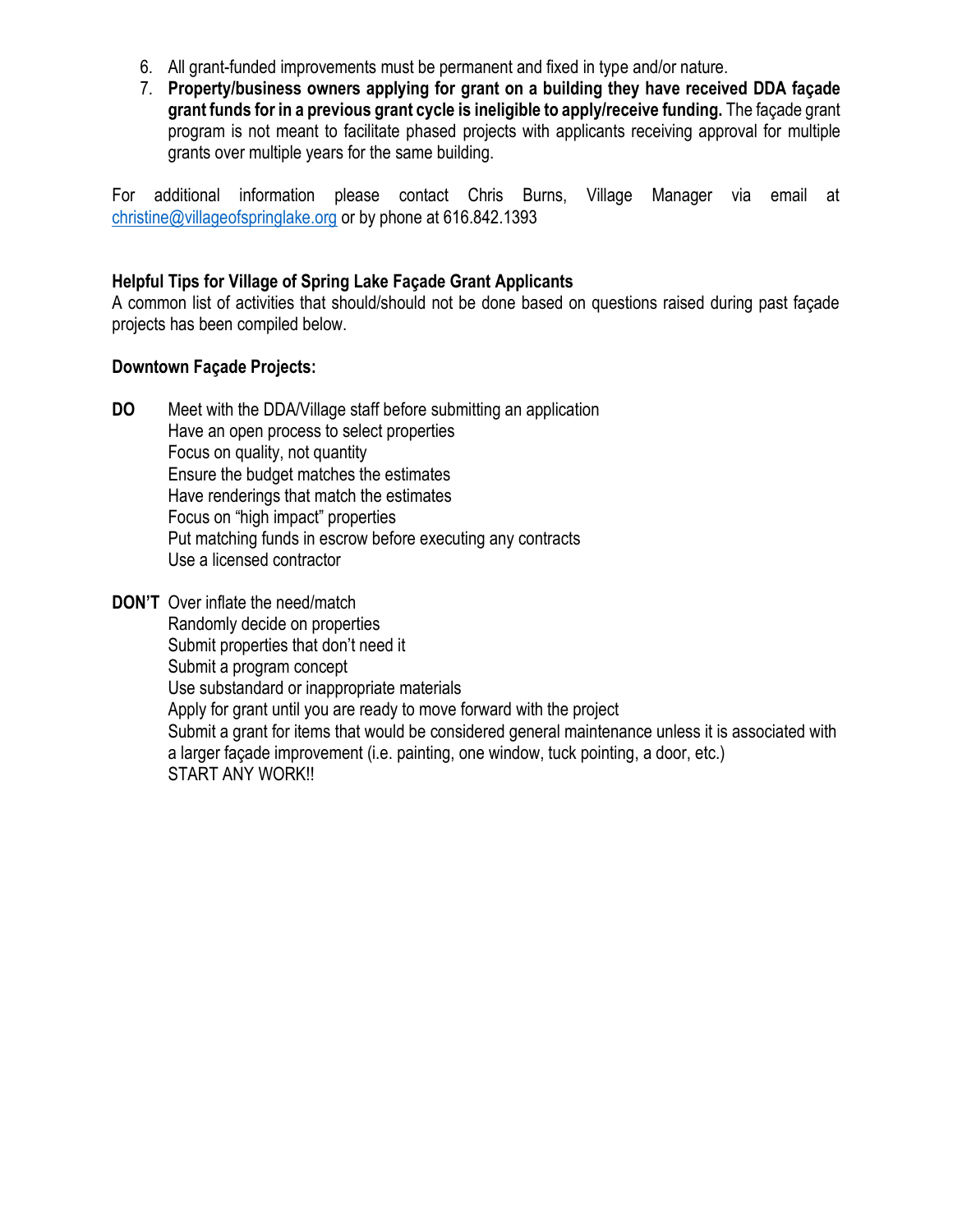6. All grant-funded improvements must be permanent and fixed in type and/or nature.
7. **Property/business owners applying for grant on a building they have received DDA façade grant funds for in a previous grant cycle is ineligible to apply/receive funding.** The façade grant program is not meant to facilitate phased projects with applicants receiving approval for multiple grants over multiple years for the same building.

For additional information please contact Chris Burns, Village Manager via email at christine@villageofspringlake.org or by phone at 616.842.1393

**Helpful Tips for Village of Spring Lake Façade Grant Applicants**
A common list of activities that should/should not be done based on questions raised during past façade projects has been compiled below.

**Downtown Façade Projects:**

**DO**
- Meet with the DDA/Village staff before submitting an application
- Have an open process to select properties
- Focus on quality, not quantity
- Ensure the budget matches the estimates
- Have renderings that match the estimates
- Focus on "high impact" properties
- Put matching funds in escrow before executing any contracts
- Use a licensed contractor

**DON'T**
- Over inflate the need/match
- Randomly decide on properties
- Submit properties that don't need it
- Submit a program concept
- Use substandard or inappropriate materials
- Apply for grant until you are ready to move forward with the project
- Submit a grant for items that would be considered general maintenance unless it is associated with a larger façade improvement (i.e. painting, one window, tuck pointing, a door, etc.)
- START ANY WORK!!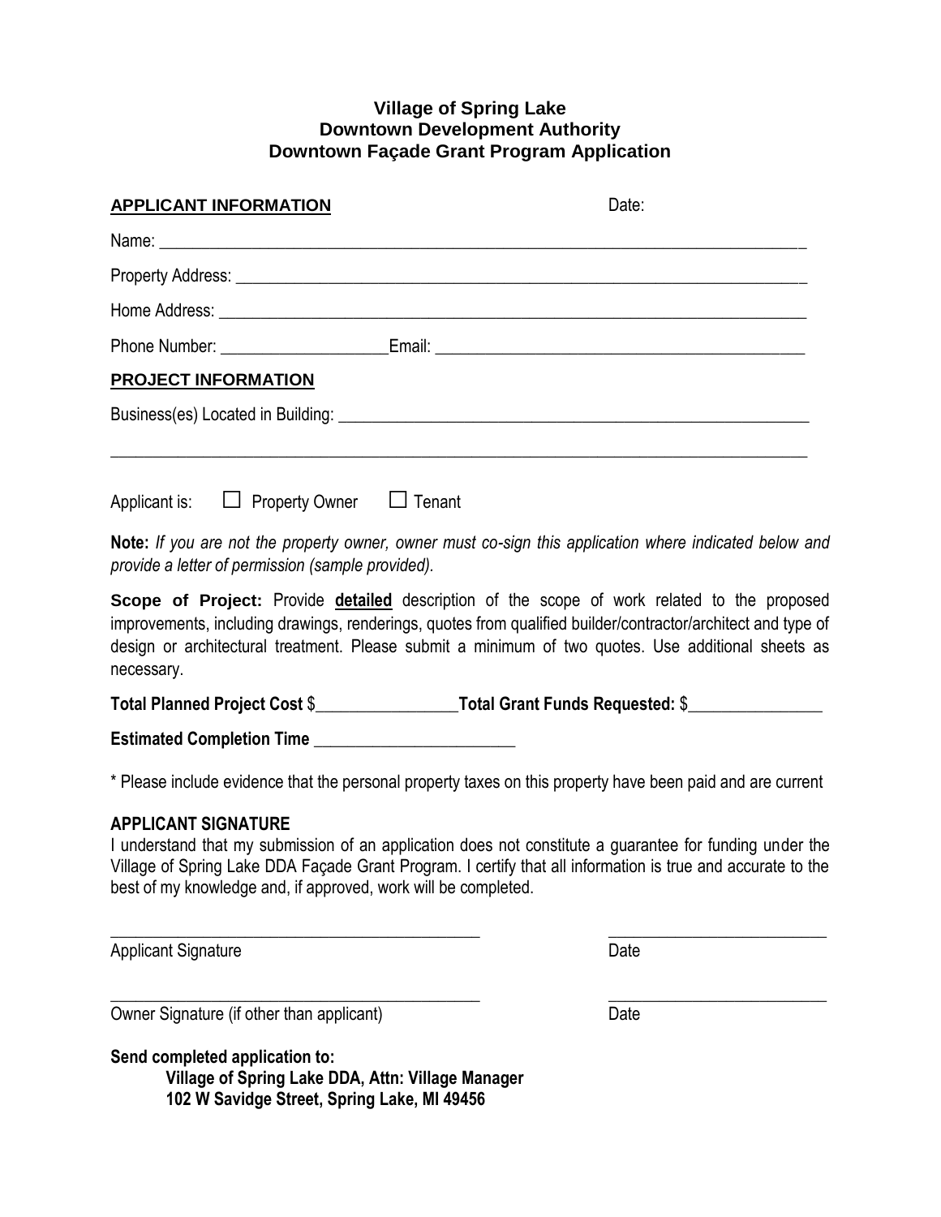# Village of Spring Lake
## Downtown Development Authority
## Downtown Façade Grant Program Application

**APPLICANT INFORMATION** Date:

Name: ___________________________________________________________________________

Property Address: _____________________________________________________________________

Home Address: _______________________________________________________________________

Phone Number: ___________________ Email: ___________________________________________

**PROJECT INFORMATION**

Business(es) Located in Building: ________________________________________________________

_____________________________________________________________________________________

Applicant is: ☐ Property Owner ☐ Tenant

**Note:** *If you are not the property owner, owner must co-sign this application where indicated below and provide a letter of permission (sample provided).*

**Scope of Project:** Provide **detailed** description of the scope of work related to the proposed improvements, including drawings, renderings, quotes from qualified builder/contractor/architect and type of design or architectural treatment. Please submit a minimum of two quotes. Use additional sheets as necessary.

**Total Planned Project Cost** $_________________ **Total Grant Funds Requested:** $________________

**Estimated Completion Time** ________________________

* Please include evidence that the personal property taxes on this property have been paid and are current

**APPLICANT SIGNATURE**

I understand that my submission of an application does not constitute a guarantee for funding under the Village of Spring Lake DDA Façade Grant Program. I certify that all information is true and accurate to the best of my knowledge and, if approved, work will be completed.

_____________________________________________ __________________________

Applicant Signature Date

_____________________________________________ __________________________

Owner Signature (if other than applicant) Date

**Send completed application to:**

**Village of Spring Lake DDA, Attn: Village Manager**
**102 W Savidge Street, Spring Lake, MI 49456**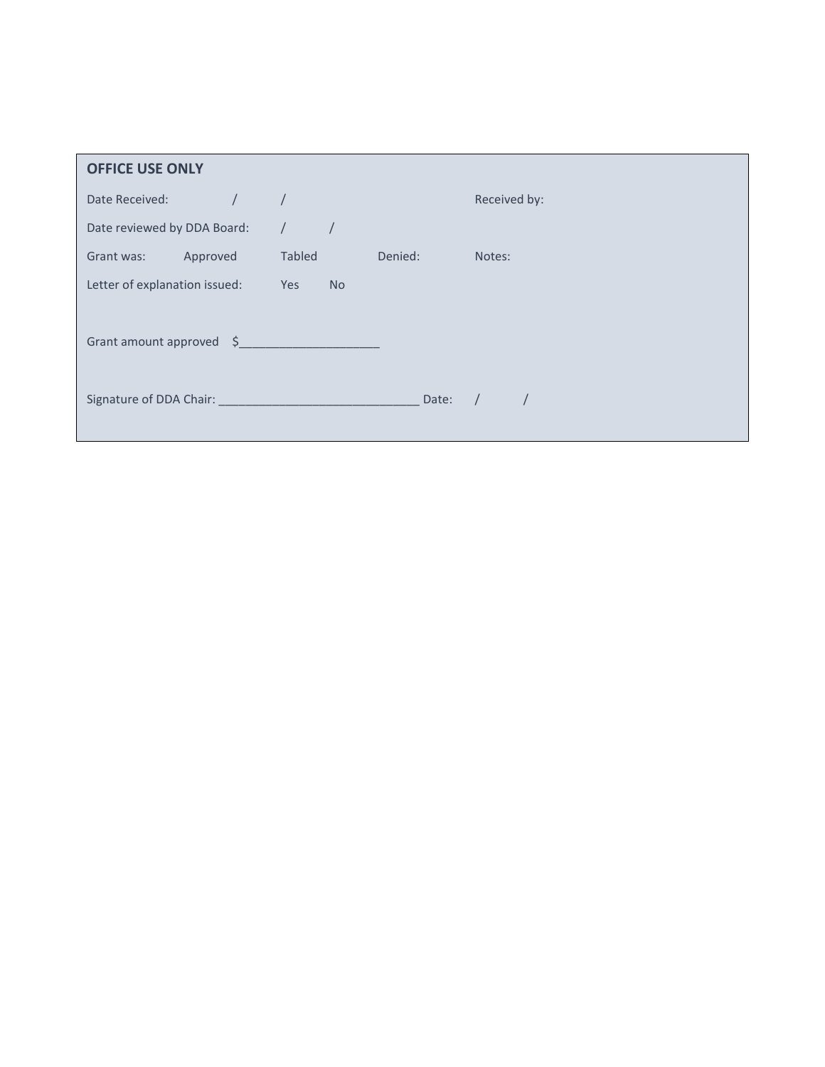**OFFICE USE ONLY**

Date Received: / / Received by:

Date reviewed by DDA Board: / /

Grant was: Approved Tabled Denied: Notes:

Letter of explanation issued: Yes No

Grant amount approved $_____________________

Signature of DDA Chair: ______________________________ Date: / /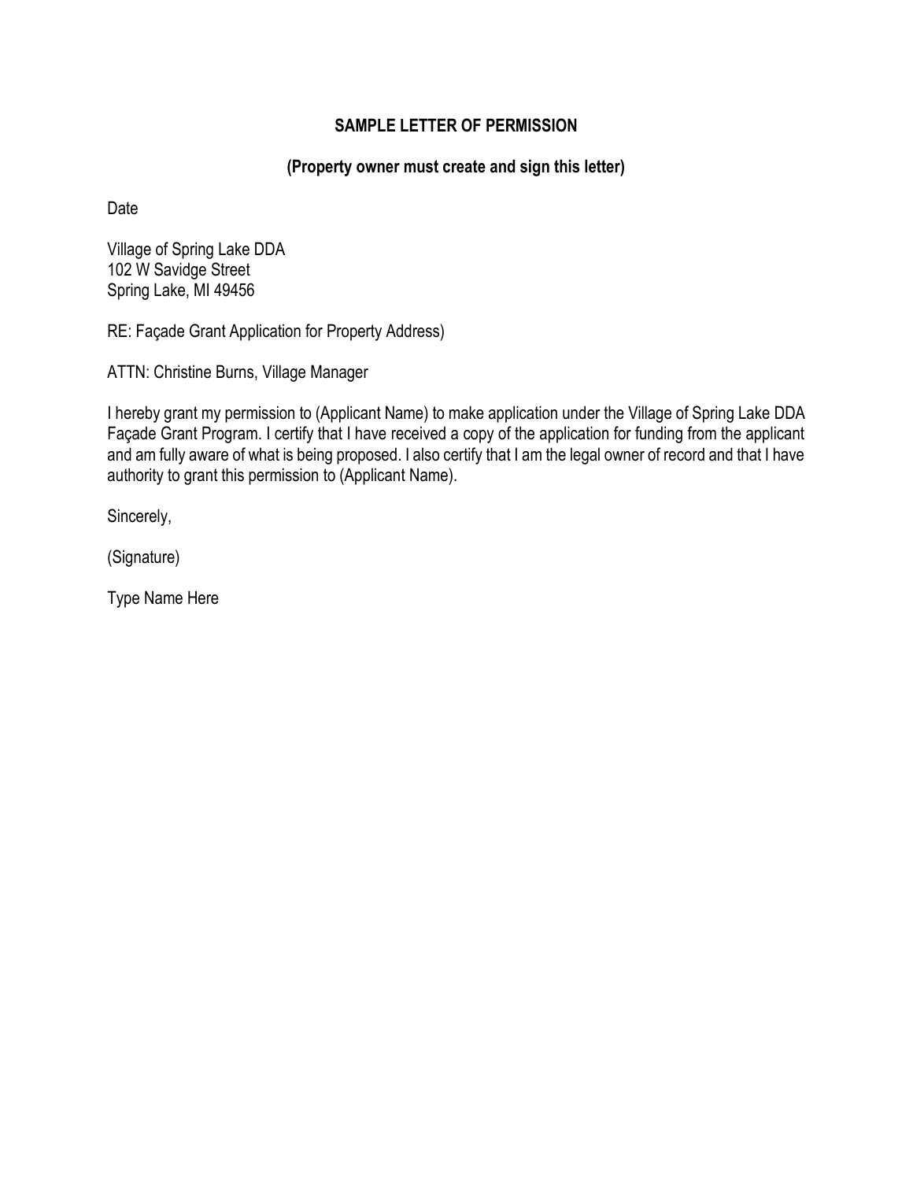**SAMPLE LETTER OF PERMISSION**

**(Property owner must create and sign this letter)**

Date

Village of Spring Lake DDA
102 W Savidge Street
Spring Lake, MI 49456

RE: Façade Grant Application for Property Address)

ATTN: Christine Burns, Village Manager

I hereby grant my permission to (Applicant Name) to make application under the Village of Spring Lake DDA Façade Grant Program. I certify that I have received a copy of the application for funding from the applicant and am fully aware of what is being proposed. I also certify that I am the legal owner of record and that I have authority to grant this permission to (Applicant Name).

Sincerely,

(Signature)

Type Name Here